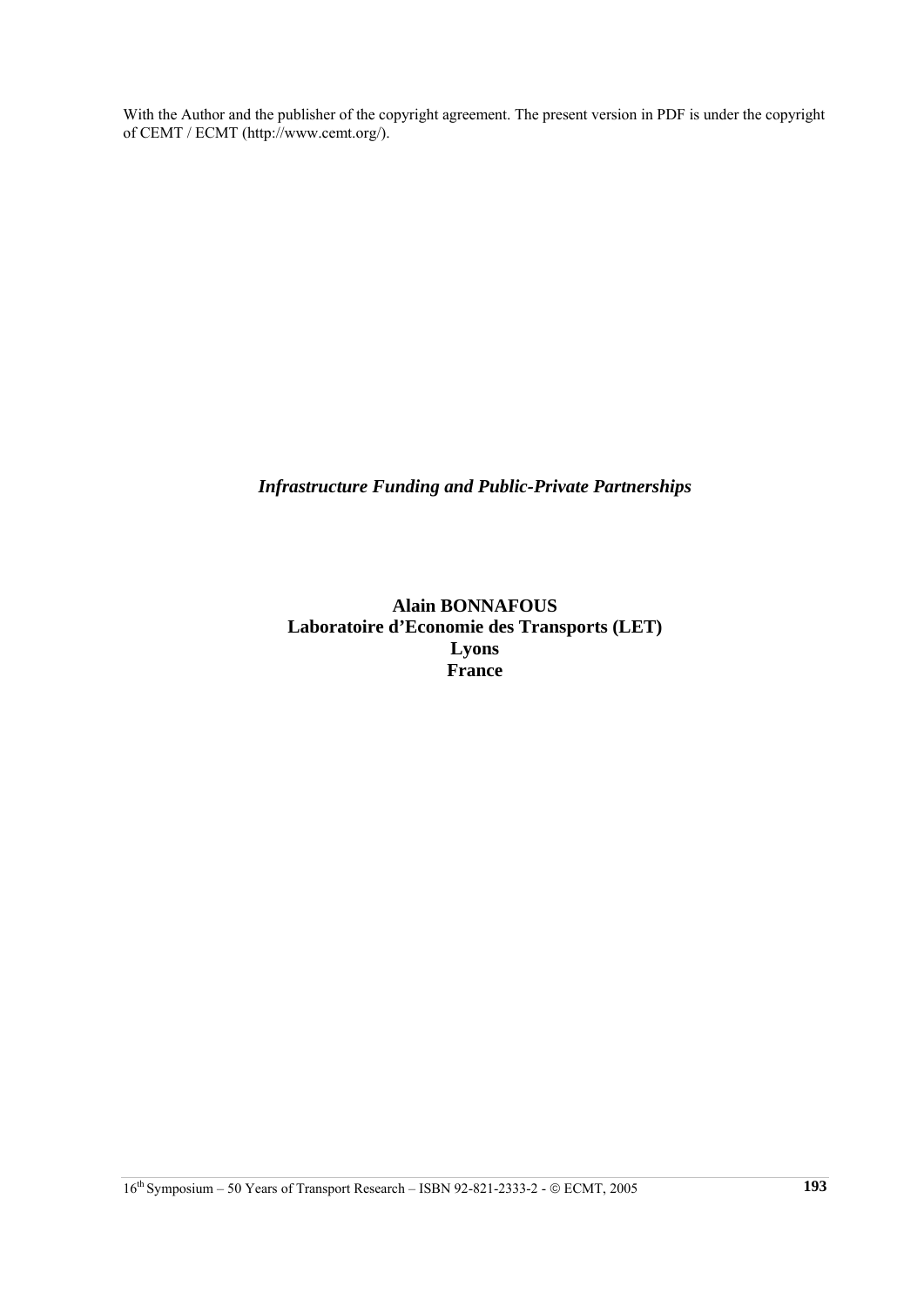With the Author and the publisher of the copyright agreement. The present version in PDF is under the copyright of CEMT / ECMT (http://www.cemt.org/).

# *Infrastructure Funding and Public-Private Partnerships*

**Alain BONNAFOUS**
**Laboratoire d'Economie des Transports (LET)**
**Lyons**
**France**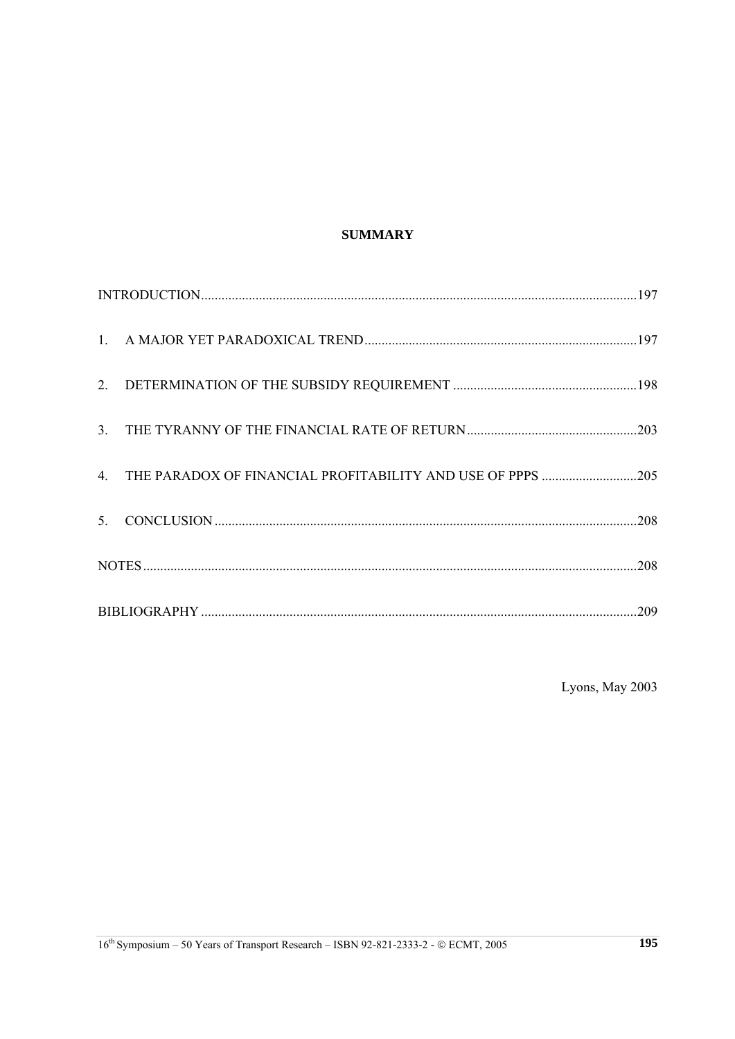**SUMMARY**

INTRODUCTION....197

1. A MAJOR YET PARADOXICAL TREND....197

2. DETERMINATION OF THE SUBSIDY REQUIREMENT....198

3. THE TYRANNY OF THE FINANCIAL RATE OF RETURN....203

4. THE PARADOX OF FINANCIAL PROFITABILITY AND USE OF PPPS....205

5. CONCLUSION....208

NOTES....208

BIBLIOGRAPHY....209

Lyons, May 2003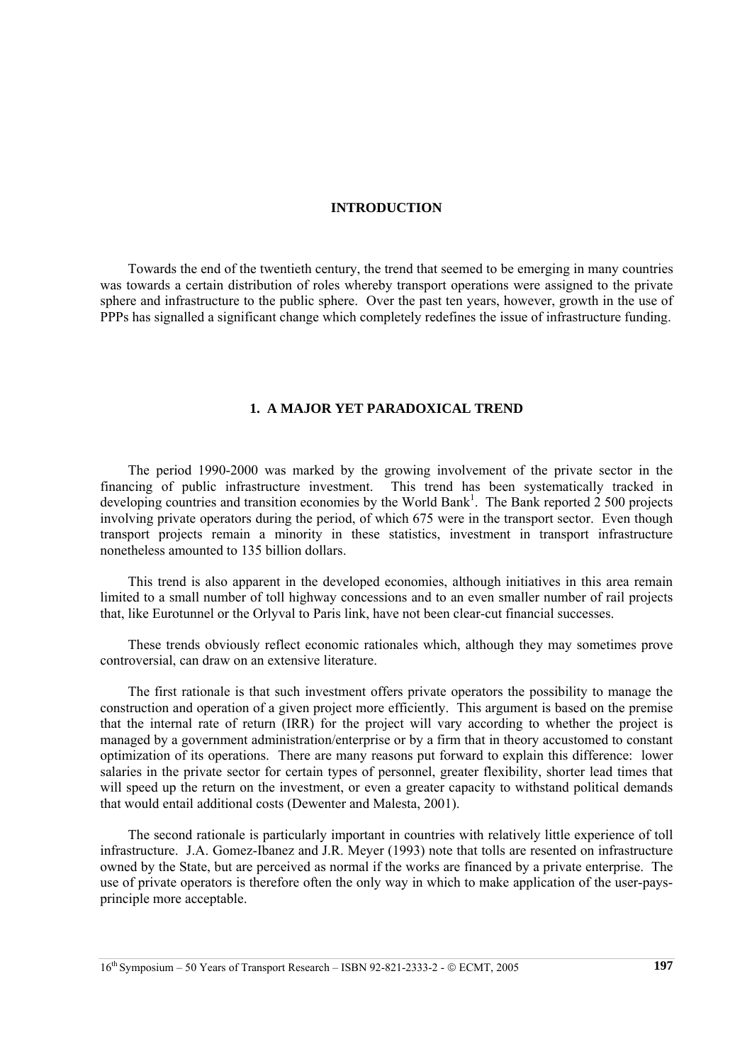## INTRODUCTION

Towards the end of the twentieth century, the trend that seemed to be emerging in many countries was towards a certain distribution of roles whereby transport operations were assigned to the private sphere and infrastructure to the public sphere. Over the past ten years, however, growth in the use of PPPs has signalled a significant change which completely redefines the issue of infrastructure funding.

## 1. A MAJOR YET PARADOXICAL TREND

The period 1990-2000 was marked by the growing involvement of the private sector in the financing of public infrastructure investment. This trend has been systematically tracked in developing countries and transition economies by the World Bank[1]. The Bank reported 2 500 projects involving private operators during the period, of which 675 were in the transport sector. Even though transport projects remain a minority in these statistics, investment in transport infrastructure nonetheless amounted to 135 billion dollars.

This trend is also apparent in the developed economies, although initiatives in this area remain limited to a small number of toll highway concessions and to an even smaller number of rail projects that, like Eurotunnel or the Orlyval to Paris link, have not been clear-cut financial successes.

These trends obviously reflect economic rationales which, although they may sometimes prove controversial, can draw on an extensive literature.

The first rationale is that such investment offers private operators the possibility to manage the construction and operation of a given project more efficiently. This argument is based on the premise that the internal rate of return (IRR) for the project will vary according to whether the project is managed by a government administration/enterprise or by a firm that in theory accustomed to constant optimization of its operations. There are many reasons put forward to explain this difference: lower salaries in the private sector for certain types of personnel, greater flexibility, shorter lead times that will speed up the return on the investment, or even a greater capacity to withstand political demands that would entail additional costs (Dewenter and Malesta, 2001).

The second rationale is particularly important in countries with relatively little experience of toll infrastructure. J.A. Gomez-Ibanez and J.R. Meyer (1993) note that tolls are resented on infrastructure owned by the State, but are perceived as normal if the works are financed by a private enterprise. The use of private operators is therefore often the only way in which to make application of the user-pays-principle more acceptable.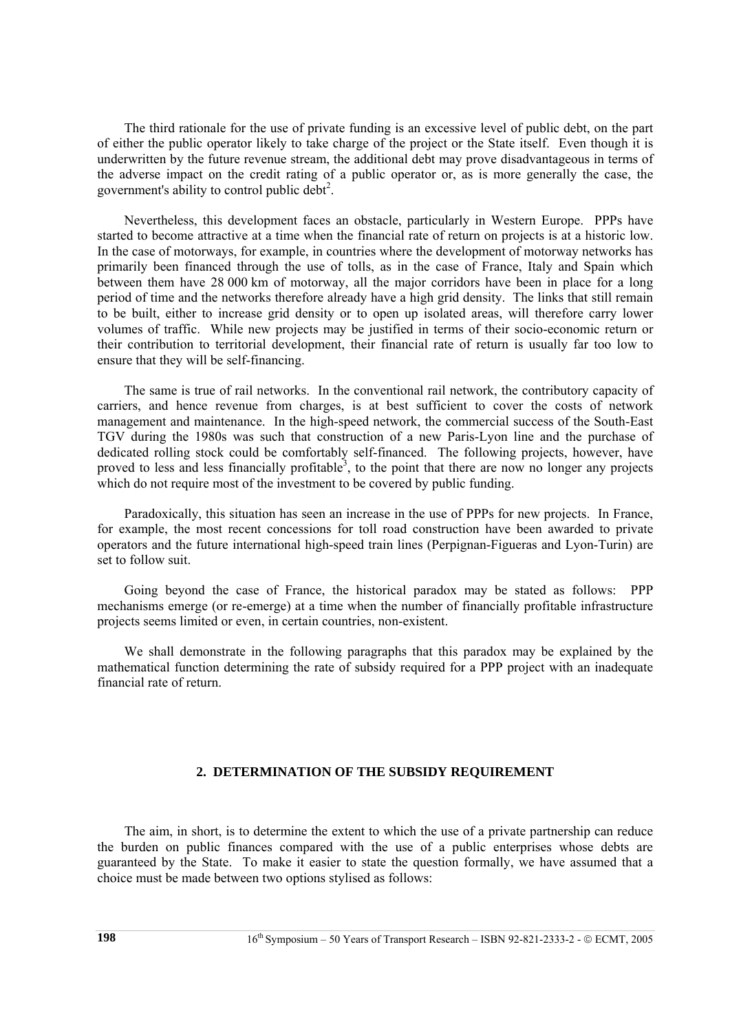The third rationale for the use of private funding is an excessive level of public debt, on the part of either the public operator likely to take charge of the project or the State itself. Even though it is underwritten by the future revenue stream, the additional debt may prove disadvantageous in terms of the adverse impact on the credit rating of a public operator or, as is more generally the case, the government's ability to control public debt[2].

Nevertheless, this development faces an obstacle, particularly in Western Europe. PPPs have started to become attractive at a time when the financial rate of return on projects is at a historic low. In the case of motorways, for example, in countries where the development of motorway networks has primarily been financed through the use of tolls, as in the case of France, Italy and Spain which between them have 28 000 km of motorway, all the major corridors have been in place for a long period of time and the networks therefore already have a high grid density. The links that still remain to be built, either to increase grid density or to open up isolated areas, will therefore carry lower volumes of traffic. While new projects may be justified in terms of their socio-economic return or their contribution to territorial development, their financial rate of return is usually far too low to ensure that they will be self-financing.

The same is true of rail networks. In the conventional rail network, the contributory capacity of carriers, and hence revenue from charges, is at best sufficient to cover the costs of network management and maintenance. In the high-speed network, the commercial success of the South-East TGV during the 1980s was such that construction of a new Paris-Lyon line and the purchase of dedicated rolling stock could be comfortably self-financed. The following projects, however, have proved to less and less financially profitable[3], to the point that there are now no longer any projects which do not require most of the investment to be covered by public funding.

Paradoxically, this situation has seen an increase in the use of PPPs for new projects. In France, for example, the most recent concessions for toll road construction have been awarded to private operators and the future international high-speed train lines (Perpignan-Figueras and Lyon-Turin) are set to follow suit.

Going beyond the case of France, the historical paradox may be stated as follows: PPP mechanisms emerge (or re-emerge) at a time when the number of financially profitable infrastructure projects seems limited or even, in certain countries, non-existent.

We shall demonstrate in the following paragraphs that this paradox may be explained by the mathematical function determining the rate of subsidy required for a PPP project with an inadequate financial rate of return.

## 2. DETERMINATION OF THE SUBSIDY REQUIREMENT

The aim, in short, is to determine the extent to which the use of a private partnership can reduce the burden on public finances compared with the use of a public enterprises whose debts are guaranteed by the State. To make it easier to state the question formally, we have assumed that a choice must be made between two options stylised as follows: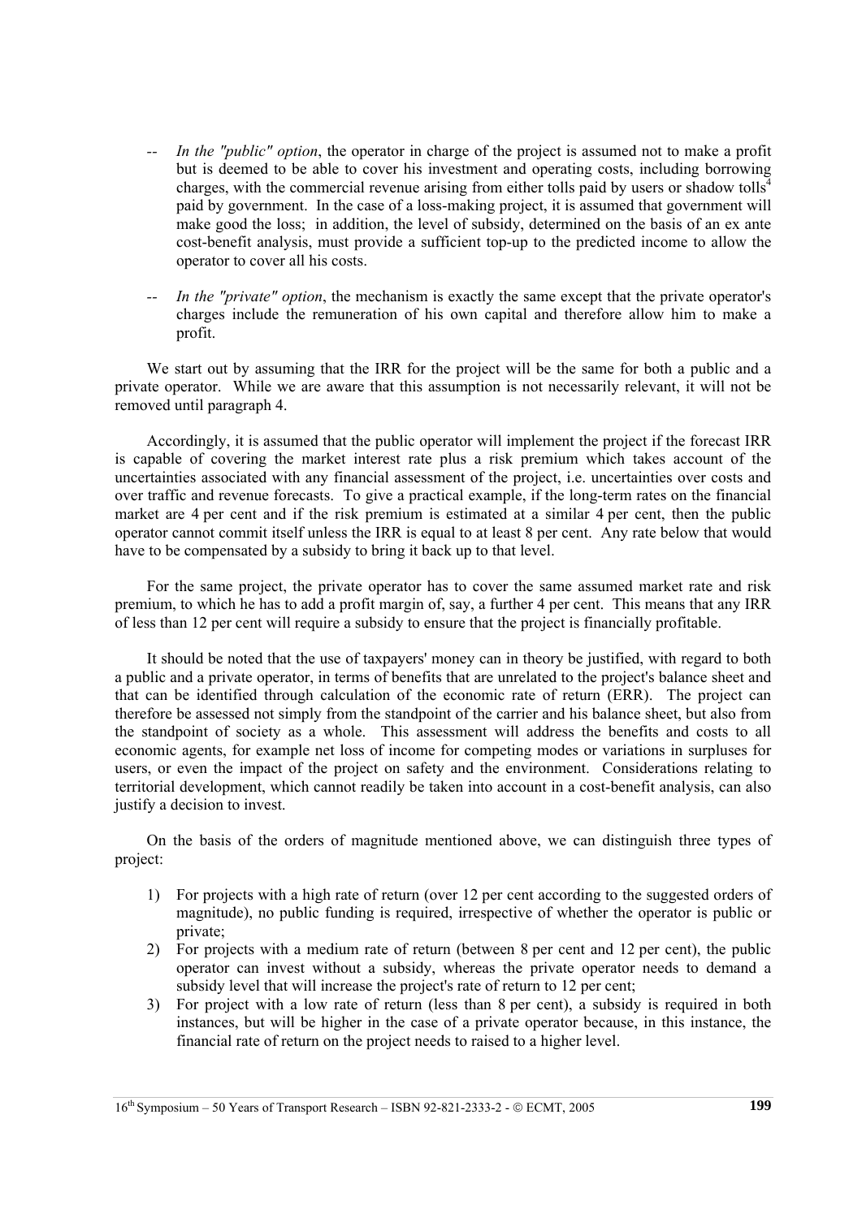-- *In the "public" option*, the operator in charge of the project is assumed not to make a profit but is deemed to be able to cover his investment and operating costs, including borrowing charges, with the commercial revenue arising from either tolls paid by users or shadow tolls[4] paid by government. In the case of a loss-making project, it is assumed that government will make good the loss; in addition, the level of subsidy, determined on the basis of an ex ante cost-benefit analysis, must provide a sufficient top-up to the predicted income to allow the operator to cover all his costs.

-- *In the "private" option*, the mechanism is exactly the same except that the private operator's charges include the remuneration of his own capital and therefore allow him to make a profit.

We start out by assuming that the IRR for the project will be the same for both a public and a private operator. While we are aware that this assumption is not necessarily relevant, it will not be removed until paragraph 4.

Accordingly, it is assumed that the public operator will implement the project if the forecast IRR is capable of covering the market interest rate plus a risk premium which takes account of the uncertainties associated with any financial assessment of the project, i.e. uncertainties over costs and over traffic and revenue forecasts. To give a practical example, if the long-term rates on the financial market are 4 per cent and if the risk premium is estimated at a similar 4 per cent, then the public operator cannot commit itself unless the IRR is equal to at least 8 per cent. Any rate below that would have to be compensated by a subsidy to bring it back up to that level.

For the same project, the private operator has to cover the same assumed market rate and risk premium, to which he has to add a profit margin of, say, a further 4 per cent. This means that any IRR of less than 12 per cent will require a subsidy to ensure that the project is financially profitable.

It should be noted that the use of taxpayers' money can in theory be justified, with regard to both a public and a private operator, in terms of benefits that are unrelated to the project's balance sheet and that can be identified through calculation of the economic rate of return (ERR). The project can therefore be assessed not simply from the standpoint of the carrier and his balance sheet, but also from the standpoint of society as a whole. This assessment will address the benefits and costs to all economic agents, for example net loss of income for competing modes or variations in surpluses for users, or even the impact of the project on safety and the environment. Considerations relating to territorial development, which cannot readily be taken into account in a cost-benefit analysis, can also justify a decision to invest.

On the basis of the orders of magnitude mentioned above, we can distinguish three types of project:

1) For projects with a high rate of return (over 12 per cent according to the suggested orders of magnitude), no public funding is required, irrespective of whether the operator is public or private;
2) For projects with a medium rate of return (between 8 per cent and 12 per cent), the public operator can invest without a subsidy, whereas the private operator needs to demand a subsidy level that will increase the project's rate of return to 12 per cent;
3) For project with a low rate of return (less than 8 per cent), a subsidy is required in both instances, but will be higher in the case of a private operator because, in this instance, the financial rate of return on the project needs to raised to a higher level.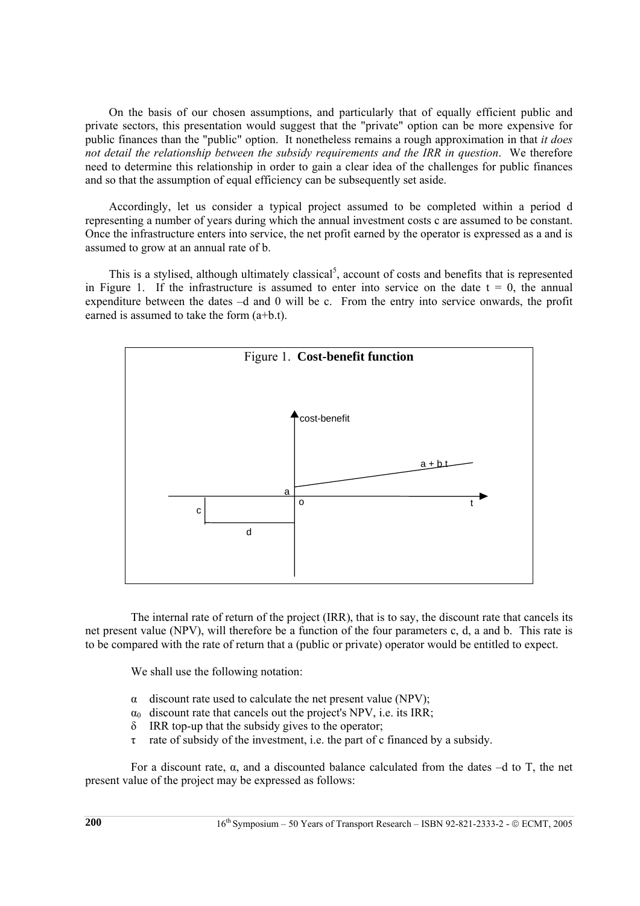On the basis of our chosen assumptions, and particularly that of equally efficient public and private sectors, this presentation would suggest that the "private" option can be more expensive for public finances than the "public" option. It nonetheless remains a rough approximation in that *it does not detail the relationship between the subsidy requirements and the IRR in question*. We therefore need to determine this relationship in order to gain a clear idea of the challenges for public finances and so that the assumption of equal efficiency can be subsequently set aside.

Accordingly, let us consider a typical project assumed to be completed within a period d representing a number of years during which the annual investment costs c are assumed to be constant. Once the infrastructure enters into service, the net profit earned by the operator is expressed as a and is assumed to grow at an annual rate of b.

This is a stylised, although ultimately classical[5], account of costs and benefits that is represented in Figure 1. If the infrastructure is assumed to enter into service on the date $t = 0$, the annual expenditure between the dates $-d$ and 0 will be c. From the entry into service onwards, the profit earned is assumed to take the form $(a+b.t)$.

Figure 1. **Cost-benefit function**

The internal rate of return of the project (IRR), that is to say, the discount rate that cancels its net present value (NPV), will therefore be a function of the four parameters c, d, a and b. This rate is to be compared with the rate of return that a (public or private) operator would be entitled to expect.

We shall use the following notation:

- $\alpha$ discount rate used to calculate the net present value (NPV);
- $\alpha_0$ discount rate that cancels out the project's NPV, i.e. its IRR;
- $\delta$ IRR top-up that the subsidy gives to the operator;
- $\tau$ rate of subsidy of the investment, i.e. the part of c financed by a subsidy.

For a discount rate, $\alpha$, and a discounted balance calculated from the dates $-d$ to T, the net present value of the project may be expressed as follows: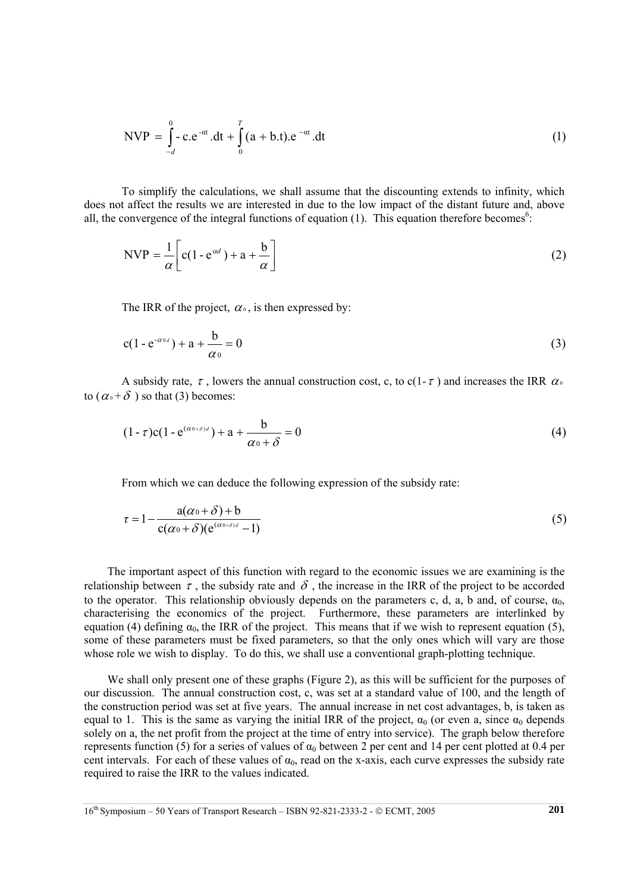$$\mathrm{NVP} = \int_{-d}^{0} -\mathrm{c.e}^{-\alpha t}.\mathrm{dt} + \int_{0}^{T} (\mathrm{a} + \mathrm{b.t}).\mathrm{e}^{-\alpha t}.\mathrm{dt} \tag{1}$$

To simplify the calculations, we shall assume that the discounting extends to infinity, which does not affect the results we are interested in due to the low impact of the distant future and, above all, the convergence of the integral functions of equation (1). This equation therefore becomes[6]:

$$\mathrm{NVP} = \frac{1}{\alpha}\left[\mathrm{c}(1 - \mathrm{e}^{\alpha d}) + \mathrm{a} + \frac{\mathrm{b}}{\alpha}\right] \tag{2}$$

The IRR of the project, $\alpha_0$, is then expressed by:

$$\mathrm{c}(1 - \mathrm{e}^{-\alpha_0 d}) + \mathrm{a} + \frac{\mathrm{b}}{\alpha_0} = 0 \tag{3}$$

A subsidy rate, $\tau$, lowers the annual construction cost, c, to c(1-$\tau$) and increases the IRR $\alpha_0$ to ($\alpha_0 + \delta$) so that (3) becomes:

$$(1 - \tau)\mathrm{c}(1 - \mathrm{e}^{(\alpha_0 + \delta)d}) + \mathrm{a} + \frac{\mathrm{b}}{\alpha_0 + \delta} = 0 \tag{4}$$

From which we can deduce the following expression of the subsidy rate:

$$\tau = 1 - \frac{\mathrm{a}(\alpha_0 + \delta) + \mathrm{b}}{\mathrm{c}(\alpha_0 + \delta)(\mathrm{e}^{(\alpha_0 + \delta)d} - 1)} \tag{5}$$

The important aspect of this function with regard to the economic issues we are examining is the relationship between $\tau$, the subsidy rate and $\delta$, the increase in the IRR of the project to be accorded to the operator. This relationship obviously depends on the parameters c, d, a, b and, of course, $\alpha_0$, characterising the economics of the project. Furthermore, these parameters are interlinked by equation (4) defining $\alpha_0$, the IRR of the project. This means that if we wish to represent equation (5), some of these parameters must be fixed parameters, so that the only ones which will vary are those whose role we wish to display. To do this, we shall use a conventional graph-plotting technique.

We shall only present one of these graphs (Figure 2), as this will be sufficient for the purposes of our discussion. The annual construction cost, c, was set at a standard value of 100, and the length of the construction period was set at five years. The annual increase in net cost advantages, b, is taken as equal to 1. This is the same as varying the initial IRR of the project, $\alpha_0$ (or even a, since $\alpha_0$ depends solely on a, the net profit from the project at the time of entry into service). The graph below therefore represents function (5) for a series of values of $\alpha_0$ between 2 per cent and 14 per cent plotted at 0.4 per cent intervals. For each of these values of $\alpha_0$, read on the x-axis, each curve expresses the subsidy rate required to raise the IRR to the values indicated.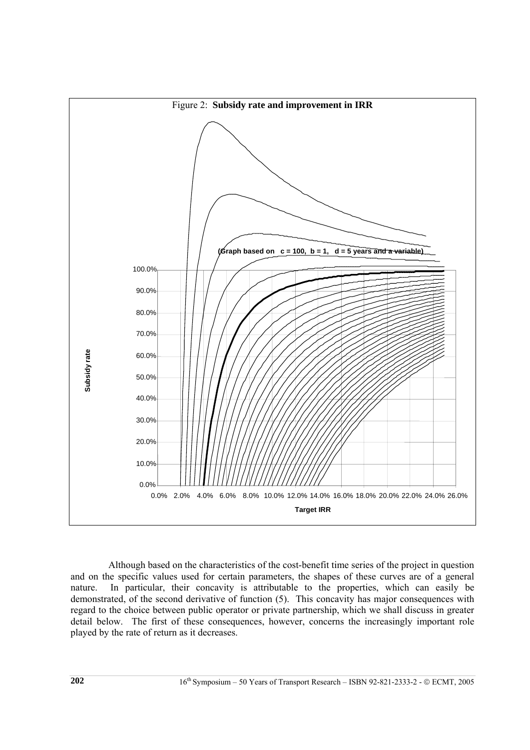Figure 2: **Subsidy rate and improvement in IRR**

(Graph based on c = 100, b = 1, d = 5 years and a variable)

Although based on the characteristics of the cost-benefit time series of the project in question and on the specific values used for certain parameters, the shapes of these curves are of a general nature. In particular, their concavity is attributable to the properties, which can easily be demonstrated, of the second derivative of function (5). This concavity has major consequences with regard to the choice between public operator or private partnership, which we shall discuss in greater detail below. The first of these consequences, however, concerns the increasingly important role played by the rate of return as it decreases.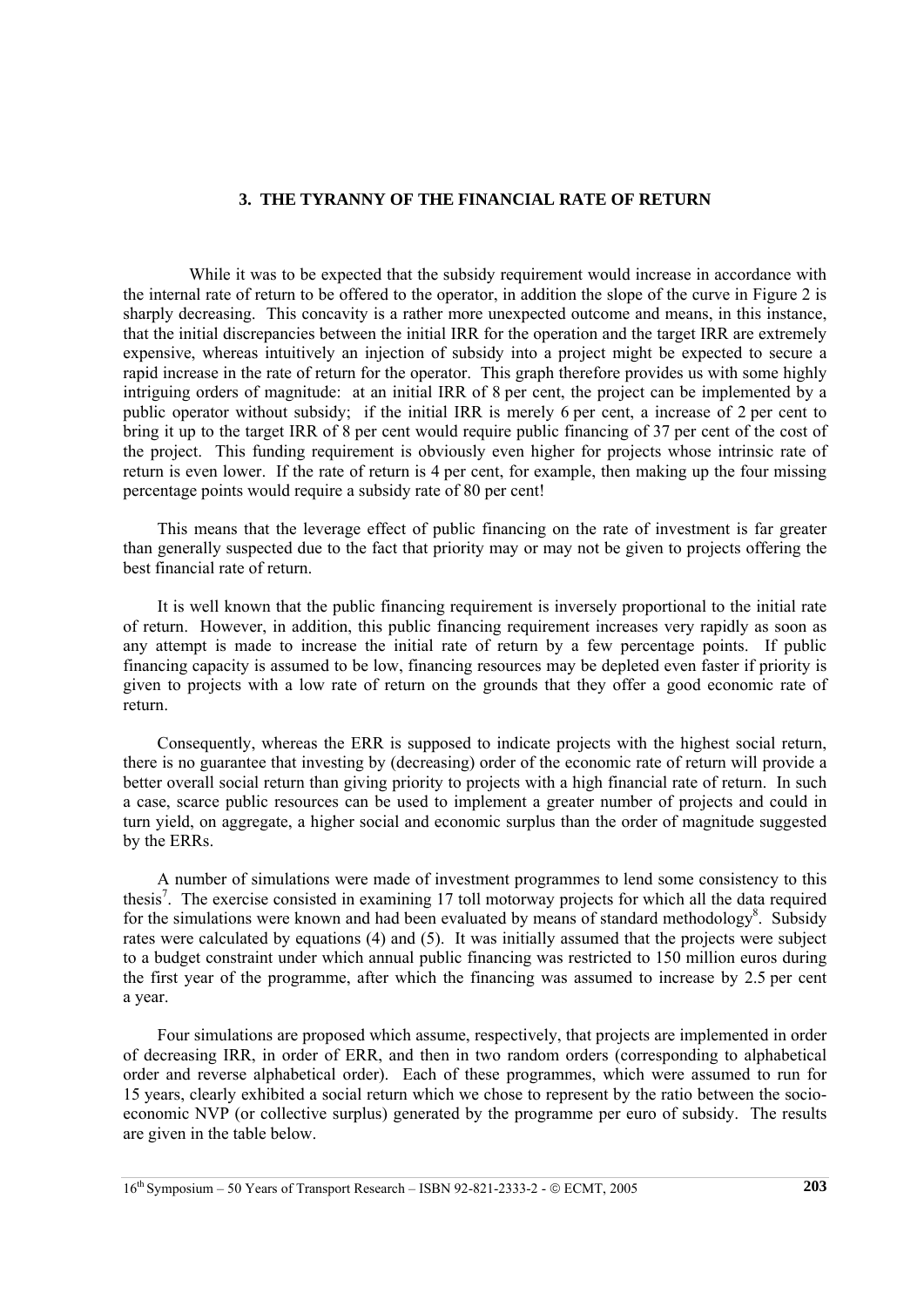## 3. THE TYRANNY OF THE FINANCIAL RATE OF RETURN

While it was to be expected that the subsidy requirement would increase in accordance with the internal rate of return to be offered to the operator, in addition the slope of the curve in Figure 2 is sharply decreasing. This concavity is a rather more unexpected outcome and means, in this instance, that the initial discrepancies between the initial IRR for the operation and the target IRR are extremely expensive, whereas intuitively an injection of subsidy into a project might be expected to secure a rapid increase in the rate of return for the operator. This graph therefore provides us with some highly intriguing orders of magnitude: at an initial IRR of 8 per cent, the project can be implemented by a public operator without subsidy; if the initial IRR is merely 6 per cent, a increase of 2 per cent to bring it up to the target IRR of 8 per cent would require public financing of 37 per cent of the cost of the project. This funding requirement is obviously even higher for projects whose intrinsic rate of return is even lower. If the rate of return is 4 per cent, for example, then making up the four missing percentage points would require a subsidy rate of 80 per cent!

This means that the leverage effect of public financing on the rate of investment is far greater than generally suspected due to the fact that priority may or may not be given to projects offering the best financial rate of return.

It is well known that the public financing requirement is inversely proportional to the initial rate of return. However, in addition, this public financing requirement increases very rapidly as soon as any attempt is made to increase the initial rate of return by a few percentage points. If public financing capacity is assumed to be low, financing resources may be depleted even faster if priority is given to projects with a low rate of return on the grounds that they offer a good economic rate of return.

Consequently, whereas the ERR is supposed to indicate projects with the highest social return, there is no guarantee that investing by (decreasing) order of the economic rate of return will provide a better overall social return than giving priority to projects with a high financial rate of return. In such a case, scarce public resources can be used to implement a greater number of projects and could in turn yield, on aggregate, a higher social and economic surplus than the order of magnitude suggested by the ERRs.

A number of simulations were made of investment programmes to lend some consistency to this thesis[7]. The exercise consisted in examining 17 toll motorway projects for which all the data required for the simulations were known and had been evaluated by means of standard methodology[8]. Subsidy rates were calculated by equations (4) and (5). It was initially assumed that the projects were subject to a budget constraint under which annual public financing was restricted to 150 million euros during the first year of the programme, after which the financing was assumed to increase by 2.5 per cent a year.

Four simulations are proposed which assume, respectively, that projects are implemented in order of decreasing IRR, in order of ERR, and then in two random orders (corresponding to alphabetical order and reverse alphabetical order). Each of these programmes, which were assumed to run for 15 years, clearly exhibited a social return which we chose to represent by the ratio between the socio-economic NVP (or collective surplus) generated by the programme per euro of subsidy. The results are given in the table below.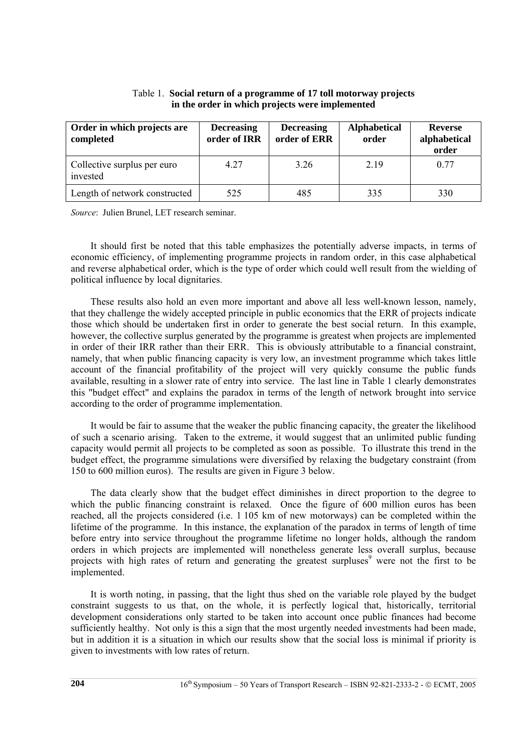Table 1. **Social return of a programme of 17 toll motorway projects in the order in which projects were implemented**

| Order in which projects are completed | Decreasing order of IRR | Decreasing order of ERR | Alphabetical order | Reverse alphabetical order |
|---|---|---|---|---|
| Collective surplus per euro invested | 4.27 | 3.26 | 2.19 | 0.77 |
| Length of network constructed | 525 | 485 | 335 | 330 |

*Source*: Julien Brunel, LET research seminar.

It should first be noted that this table emphasizes the potentially adverse impacts, in terms of economic efficiency, of implementing programme projects in random order, in this case alphabetical and reverse alphabetical order, which is the type of order which could well result from the wielding of political influence by local dignitaries.

These results also hold an even more important and above all less well-known lesson, namely, that they challenge the widely accepted principle in public economics that the ERR of projects indicate those which should be undertaken first in order to generate the best social return. In this example, however, the collective surplus generated by the programme is greatest when projects are implemented in order of their IRR rather than their ERR. This is obviously attributable to a financial constraint, namely, that when public financing capacity is very low, an investment programme which takes little account of the financial profitability of the project will very quickly consume the public funds available, resulting in a slower rate of entry into service. The last line in Table 1 clearly demonstrates this "budget effect" and explains the paradox in terms of the length of network brought into service according to the order of programme implementation.

It would be fair to assume that the weaker the public financing capacity, the greater the likelihood of such a scenario arising. Taken to the extreme, it would suggest that an unlimited public funding capacity would permit all projects to be completed as soon as possible. To illustrate this trend in the budget effect, the programme simulations were diversified by relaxing the budgetary constraint (from 150 to 600 million euros). The results are given in Figure 3 below.

The data clearly show that the budget effect diminishes in direct proportion to the degree to which the public financing constraint is relaxed. Once the figure of 600 million euros has been reached, all the projects considered (i.e. 1 105 km of new motorways) can be completed within the lifetime of the programme. In this instance, the explanation of the paradox in terms of length of time before entry into service throughout the programme lifetime no longer holds, although the random orders in which projects are implemented will nonetheless generate less overall surplus, because projects with high rates of return and generating the greatest surpluses[9] were not the first to be implemented.

It is worth noting, in passing, that the light thus shed on the variable role played by the budget constraint suggests to us that, on the whole, it is perfectly logical that, historically, territorial development considerations only started to be taken into account once public finances had become sufficiently healthy. Not only is this a sign that the most urgently needed investments had been made, but in addition it is a situation in which our results show that the social loss is minimal if priority is given to investments with low rates of return.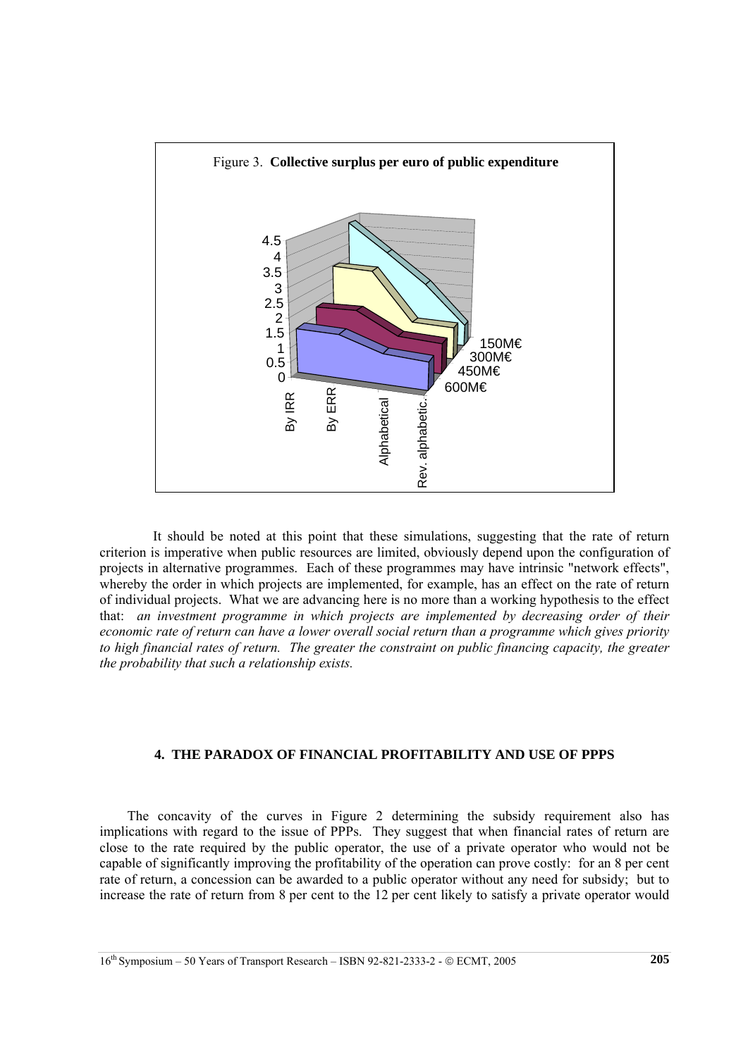Figure 3. **Collective surplus per euro of public expenditure**

It should be noted at this point that these simulations, suggesting that the rate of return criterion is imperative when public resources are limited, obviously depend upon the configuration of projects in alternative programmes. Each of these programmes may have intrinsic "network effects", whereby the order in which projects are implemented, for example, has an effect on the rate of return of individual projects. What we are advancing here is no more than a working hypothesis to the effect that: *an investment programme in which projects are implemented by decreasing order of their economic rate of return can have a lower overall social return than a programme which gives priority to high financial rates of return. The greater the constraint on public financing capacity, the greater the probability that such a relationship exists.*

## 4. THE PARADOX OF FINANCIAL PROFITABILITY AND USE OF PPPS

The concavity of the curves in Figure 2 determining the subsidy requirement also has implications with regard to the issue of PPPs. They suggest that when financial rates of return are close to the rate required by the public operator, the use of a private operator who would not be capable of significantly improving the profitability of the operation can prove costly: for an 8 per cent rate of return, a concession can be awarded to a public operator without any need for subsidy; but to increase the rate of return from 8 per cent to the 12 per cent likely to satisfy a private operator would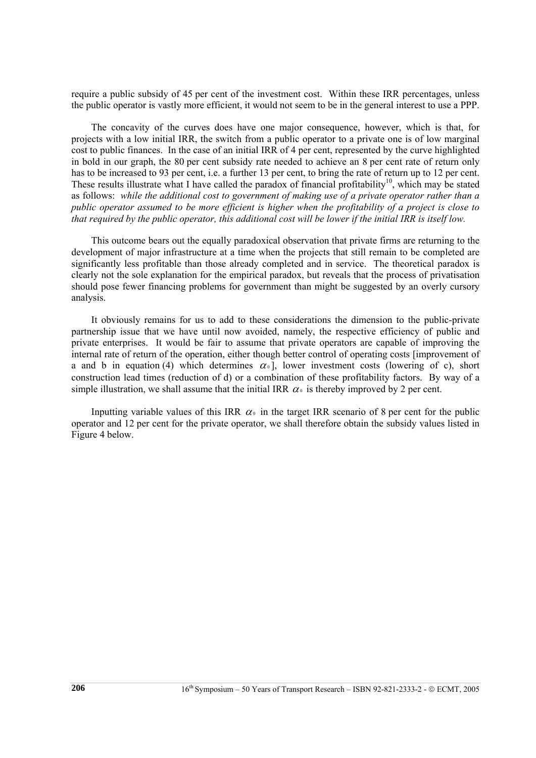require a public subsidy of 45 per cent of the investment cost. Within these IRR percentages, unless the public operator is vastly more efficient, it would not seem to be in the general interest to use a PPP.

The concavity of the curves does have one major consequence, however, which is that, for projects with a low initial IRR, the switch from a public operator to a private one is of low marginal cost to public finances. In the case of an initial IRR of 4 per cent, represented by the curve highlighted in bold in our graph, the 80 per cent subsidy rate needed to achieve an 8 per cent rate of return only has to be increased to 93 per cent, i.e. a further 13 per cent, to bring the rate of return up to 12 per cent. These results illustrate what I have called the paradox of financial profitability[10], which may be stated as follows: *while the additional cost to government of making use of a private operator rather than a public operator assumed to be more efficient is higher when the profitability of a project is close to that required by the public operator, this additional cost will be lower if the initial IRR is itself low.*

This outcome bears out the equally paradoxical observation that private firms are returning to the development of major infrastructure at a time when the projects that still remain to be completed are significantly less profitable than those already completed and in service. The theoretical paradox is clearly not the sole explanation for the empirical paradox, but reveals that the process of privatisation should pose fewer financing problems for government than might be suggested by an overly cursory analysis.

It obviously remains for us to add to these considerations the dimension to the public-private partnership issue that we have until now avoided, namely, the respective efficiency of public and private enterprises. It would be fair to assume that private operators are capable of improving the internal rate of return of the operation, either though better control of operating costs [improvement of a and b in equation (4) which determines $\alpha_0$], lower investment costs (lowering of c), short construction lead times (reduction of d) or a combination of these profitability factors. By way of a simple illustration, we shall assume that the initial IRR $\alpha_0$ is thereby improved by 2 per cent.

Inputting variable values of this IRR $\alpha_0$ in the target IRR scenario of 8 per cent for the public operator and 12 per cent for the private operator, we shall therefore obtain the subsidy values listed in Figure 4 below.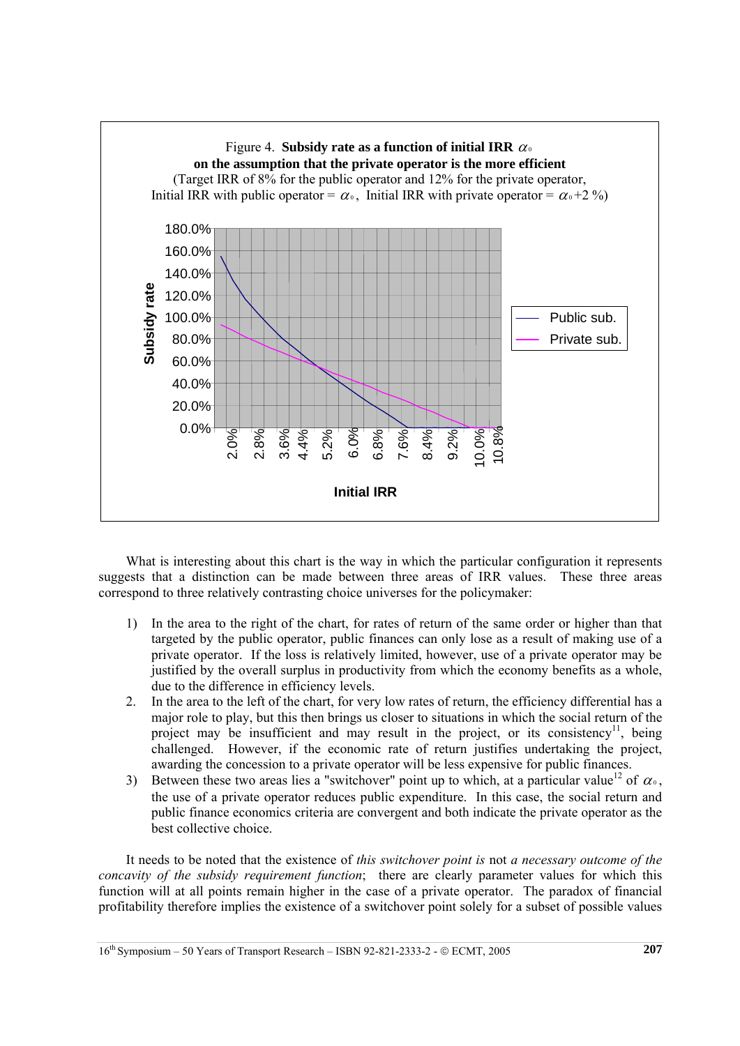Figure 4. **Subsidy rate as a function of initial IRR $\alpha_0$ on the assumption that the private operator is the more efficient**

(Target IRR of 8% for the public operator and 12% for the private operator, Initial IRR with public operator = $\alpha_0$, Initial IRR with private operator = $\alpha_0$+2 %)

Subsidy rate

180.0%
160.0%
140.0%
120.0%
100.0%
80.0%
60.0%
40.0%
20.0%
0.0%

2.0% 2.8% 3.6% 4.4% 5.2% 6.0% 6.8% 7.6% 8.4% 9.2% 10.0% 10.8%

Initial IRR

Public sub.
Private sub.

What is interesting about this chart is the way in which the particular configuration it represents suggests that a distinction can be made between three areas of IRR values. These three areas correspond to three relatively contrasting choice universes for the policymaker:

1) In the area to the right of the chart, for rates of return of the same order or higher than that targeted by the public operator, public finances can only lose as a result of making use of a private operator. If the loss is relatively limited, however, use of a private operator may be justified by the overall surplus in productivity from which the economy benefits as a whole, due to the difference in efficiency levels.
2. In the area to the left of the chart, for very low rates of return, the efficiency differential has a major role to play, but this then brings us closer to situations in which the social return of the project may be insufficient and may result in the project, or its consistency[11], being challenged. However, if the economic rate of return justifies undertaking the project, awarding the concession to a private operator will be less expensive for public finances.
3) Between these two areas lies a "switchover" point up to which, at a particular value[12] of $\alpha_0$, the use of a private operator reduces public expenditure. In this case, the social return and public finance economics criteria are convergent and both indicate the private operator as the best collective choice.

It needs to be noted that the existence of *this switchover point is* not *a necessary outcome of the concavity of the subsidy requirement function*; there are clearly parameter values for which this function will at all points remain higher in the case of a private operator. The paradox of financial profitability therefore implies the existence of a switchover point solely for a subset of possible values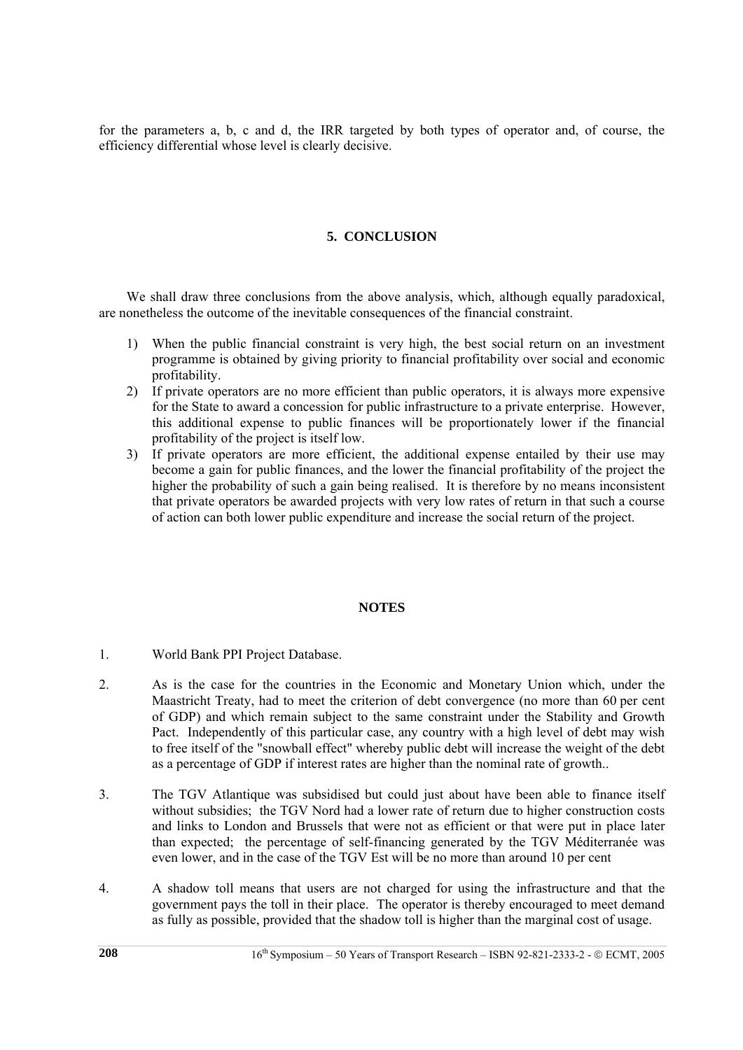for the parameters a, b, c and d, the IRR targeted by both types of operator and, of course, the efficiency differential whose level is clearly decisive.

## 5. CONCLUSION

We shall draw three conclusions from the above analysis, which, although equally paradoxical, are nonetheless the outcome of the inevitable consequences of the financial constraint.

1) When the public financial constraint is very high, the best social return on an investment programme is obtained by giving priority to financial profitability over social and economic profitability.
2) If private operators are no more efficient than public operators, it is always more expensive for the State to award a concession for public infrastructure to a private enterprise. However, this additional expense to public finances will be proportionately lower if the financial profitability of the project is itself low.
3) If private operators are more efficient, the additional expense entailed by their use may become a gain for public finances, and the lower the financial profitability of the project the higher the probability of such a gain being realised. It is therefore by no means inconsistent that private operators be awarded projects with very low rates of return in that such a course of action can both lower public expenditure and increase the social return of the project.

## NOTES

1. World Bank PPI Project Database.

2. As is the case for the countries in the Economic and Monetary Union which, under the Maastricht Treaty, had to meet the criterion of debt convergence (no more than 60 per cent of GDP) and which remain subject to the same constraint under the Stability and Growth Pact. Independently of this particular case, any country with a high level of debt may wish to free itself of the "snowball effect" whereby public debt will increase the weight of the debt as a percentage of GDP if interest rates are higher than the nominal rate of growth..

3. The TGV Atlantique was subsidised but could just about have been able to finance itself without subsidies; the TGV Nord had a lower rate of return due to higher construction costs and links to London and Brussels that were not as efficient or that were put in place later than expected; the percentage of self-financing generated by the TGV Méditerranée was even lower, and in the case of the TGV Est will be no more than around 10 per cent

4. A shadow toll means that users are not charged for using the infrastructure and that the government pays the toll in their place. The operator is thereby encouraged to meet demand as fully as possible, provided that the shadow toll is higher than the marginal cost of usage.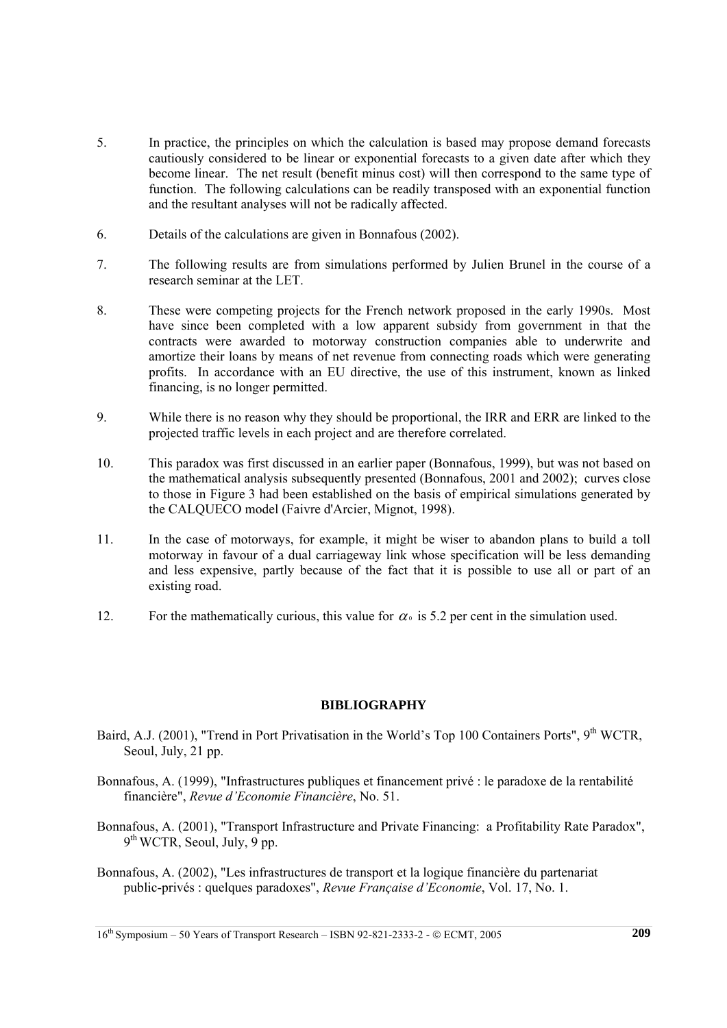5. In practice, the principles on which the calculation is based may propose demand forecasts cautiously considered to be linear or exponential forecasts to a given date after which they become linear. The net result (benefit minus cost) will then correspond to the same type of function. The following calculations can be readily transposed with an exponential function and the resultant analyses will not be radically affected.

6. Details of the calculations are given in Bonnafous (2002).

7. The following results are from simulations performed by Julien Brunel in the course of a research seminar at the LET.

8. These were competing projects for the French network proposed in the early 1990s. Most have since been completed with a low apparent subsidy from government in that the contracts were awarded to motorway construction companies able to underwrite and amortize their loans by means of net revenue from connecting roads which were generating profits. In accordance with an EU directive, the use of this instrument, known as linked financing, is no longer permitted.

9. While there is no reason why they should be proportional, the IRR and ERR are linked to the projected traffic levels in each project and are therefore correlated.

10. This paradox was first discussed in an earlier paper (Bonnafous, 1999), but was not based on the mathematical analysis subsequently presented (Bonnafous, 2001 and 2002); curves close to those in Figure 3 had been established on the basis of empirical simulations generated by the CALQUECO model (Faivre d'Arcier, Mignot, 1998).

11. In the case of motorways, for example, it might be wiser to abandon plans to build a toll motorway in favour of a dual carriageway link whose specification will be less demanding and less expensive, partly because of the fact that it is possible to use all or part of an existing road.

12. For the mathematically curious, this value for $\alpha_0$ is 5.2 per cent in the simulation used.

## BIBLIOGRAPHY

Baird, A.J. (2001), "Trend in Port Privatisation in the World's Top 100 Containers Ports", 9th WCTR, Seoul, July, 21 pp.

Bonnafous, A. (1999), "Infrastructures publiques et financement privé : le paradoxe de la rentabilité financière", *Revue d'Economie Financière*, No. 51.

Bonnafous, A. (2001), "Transport Infrastructure and Private Financing: a Profitability Rate Paradox", 9th WCTR, Seoul, July, 9 pp.

Bonnafous, A. (2002), "Les infrastructures de transport et la logique financière du partenariat public-privés : quelques paradoxes", *Revue Française d'Economie*, Vol. 17, No. 1.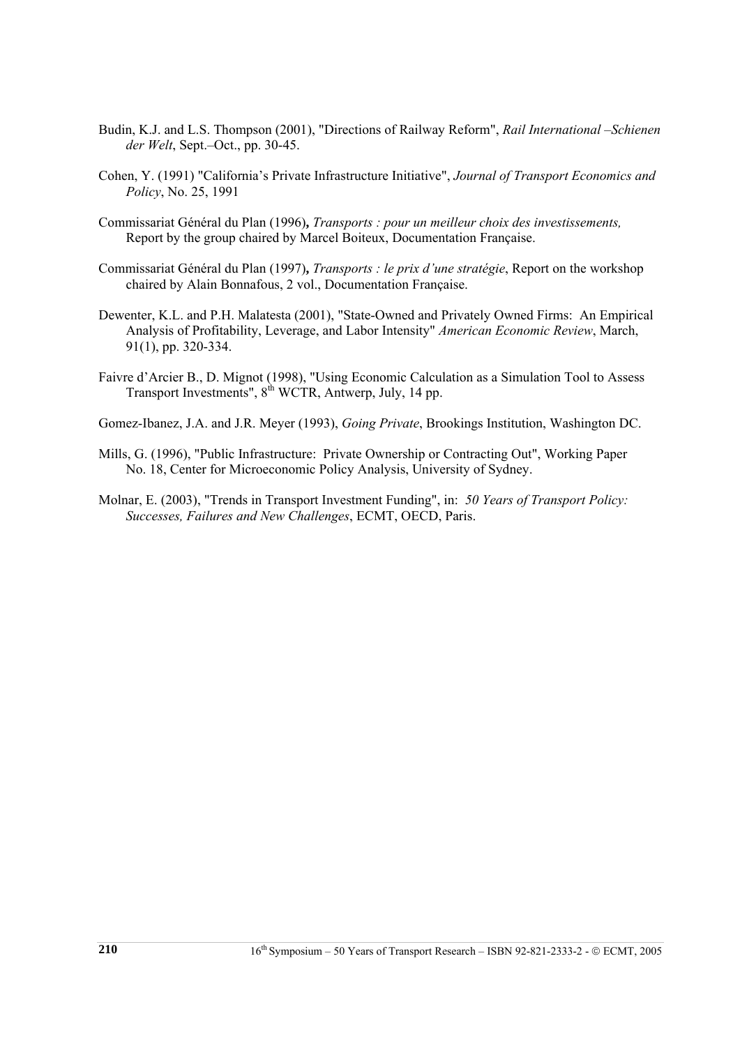Budin, K.J. and L.S. Thompson (2001), "Directions of Railway Reform", *Rail International –Schienen der Welt*, Sept.–Oct., pp. 30-45.

Cohen, Y. (1991) "California's Private Infrastructure Initiative", *Journal of Transport Economics and Policy*, No. 25, 1991

Commissariat Général du Plan (1996)**,** *Transports : pour un meilleur choix des investissements,* Report by the group chaired by Marcel Boiteux, Documentation Française.

Commissariat Général du Plan (1997)**,** *Transports : le prix d'une stratégie*, Report on the workshop chaired by Alain Bonnafous, 2 vol., Documentation Française.

Dewenter, K.L. and P.H. Malatesta (2001), "State-Owned and Privately Owned Firms: An Empirical Analysis of Profitability, Leverage, and Labor Intensity" *American Economic Review*, March, 91(1), pp. 320-334.

Faivre d'Arcier B., D. Mignot (1998), "Using Economic Calculation as a Simulation Tool to Assess Transport Investments", 8th WCTR, Antwerp, July, 14 pp.

Gomez-Ibanez, J.A. and J.R. Meyer (1993), *Going Private*, Brookings Institution, Washington DC.

Mills, G. (1996), "Public Infrastructure: Private Ownership or Contracting Out", Working Paper No. 18, Center for Microeconomic Policy Analysis, University of Sydney.

Molnar, E. (2003), "Trends in Transport Investment Funding", in: *50 Years of Transport Policy: Successes, Failures and New Challenges*, ECMT, OECD, Paris.